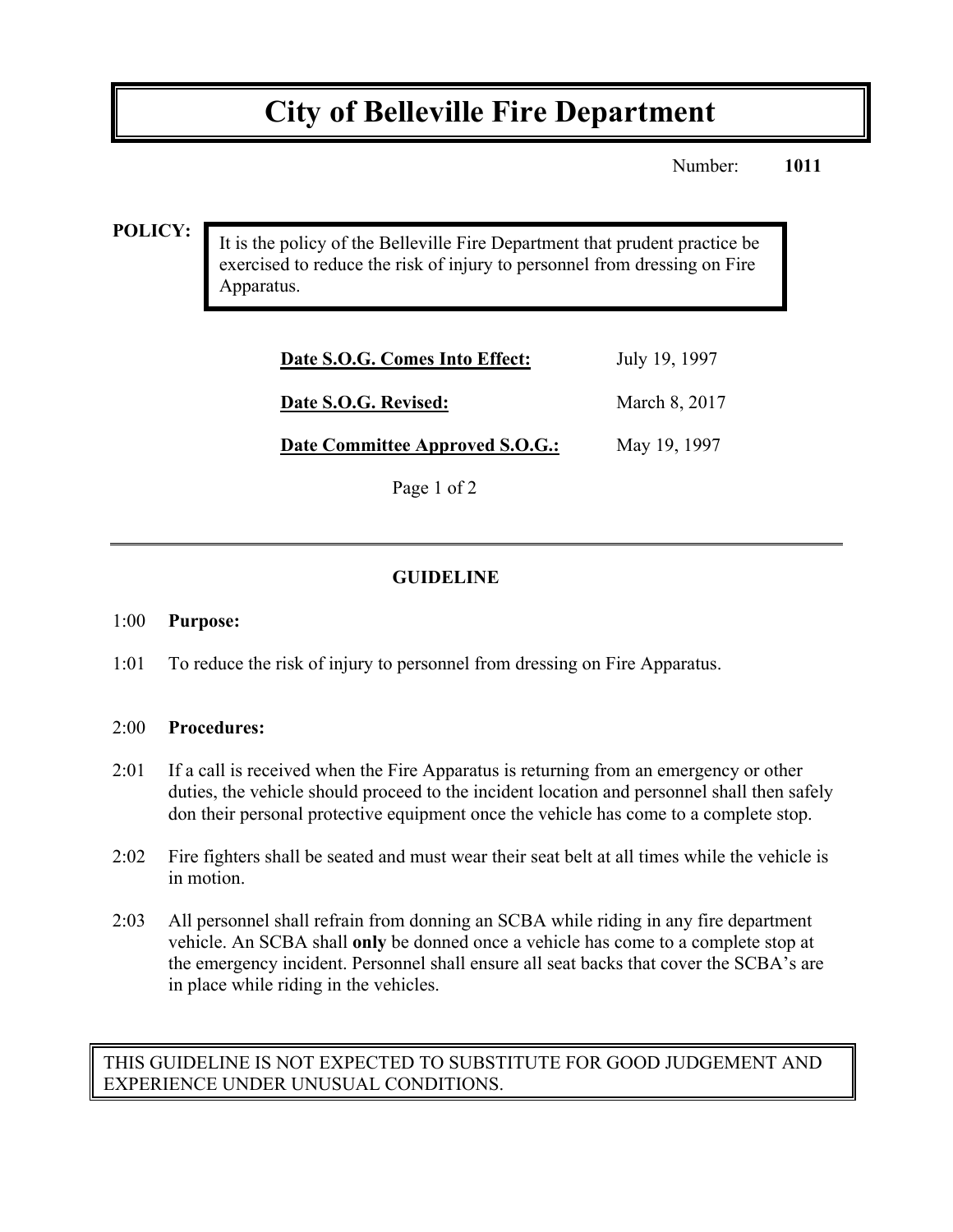# City of Belleville Fire Department

Number: **1011**

**POLICY:**

It is the policy of the Belleville Fire Department that prudent practice be exercised to reduce the risk of injury to personnel from dressing on Fire Apparatus.

| | |
|---|---|
| **Date S.O.G. Comes Into Effect:** | July 19, 1997 |
| **Date S.O.G. Revised:** | March 8, 2017 |
| **Date Committee Approved S.O.G.:** | May 19, 1997 |

## GUIDELINE

1:00 **Purpose:**

1:01 To reduce the risk of injury to personnel from dressing on Fire Apparatus.

2:00 **Procedures:**

2:01 If a call is received when the Fire Apparatus is returning from an emergency or other duties, the vehicle should proceed to the incident location and personnel shall then safely don their personal protective equipment once the vehicle has come to a complete stop.

2:02 Fire fighters shall be seated and must wear their seat belt at all times while the vehicle is in motion.

2:03 All personnel shall refrain from donning an SCBA while riding in any fire department vehicle. An SCBA shall **only** be donned once a vehicle has come to a complete stop at the emergency incident. Personnel shall ensure all seat backs that cover the SCBA's are in place while riding in the vehicles.

THIS GUIDELINE IS NOT EXPECTED TO SUBSTITUTE FOR GOOD JUDGEMENT AND EXPERIENCE UNDER UNUSUAL CONDITIONS.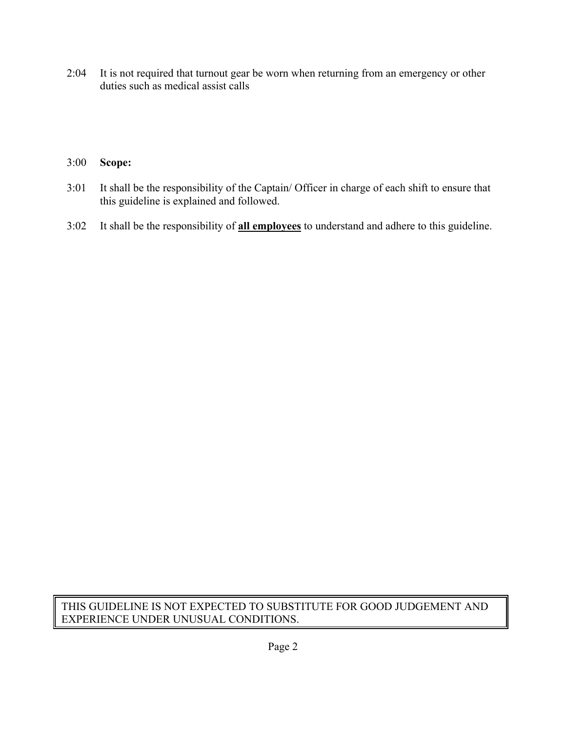2:04 It is not required that turnout gear be worn when returning from an emergency or other duties such as medical assist calls

3:00 **Scope:**

3:01 It shall be the responsibility of the Captain/ Officer in charge of each shift to ensure that this guideline is explained and followed.

3:02 It shall be the responsibility of **all employees** to understand and adhere to this guideline.

THIS GUIDELINE IS NOT EXPECTED TO SUBSTITUTE FOR GOOD JUDGEMENT AND EXPERIENCE UNDER UNUSUAL CONDITIONS.